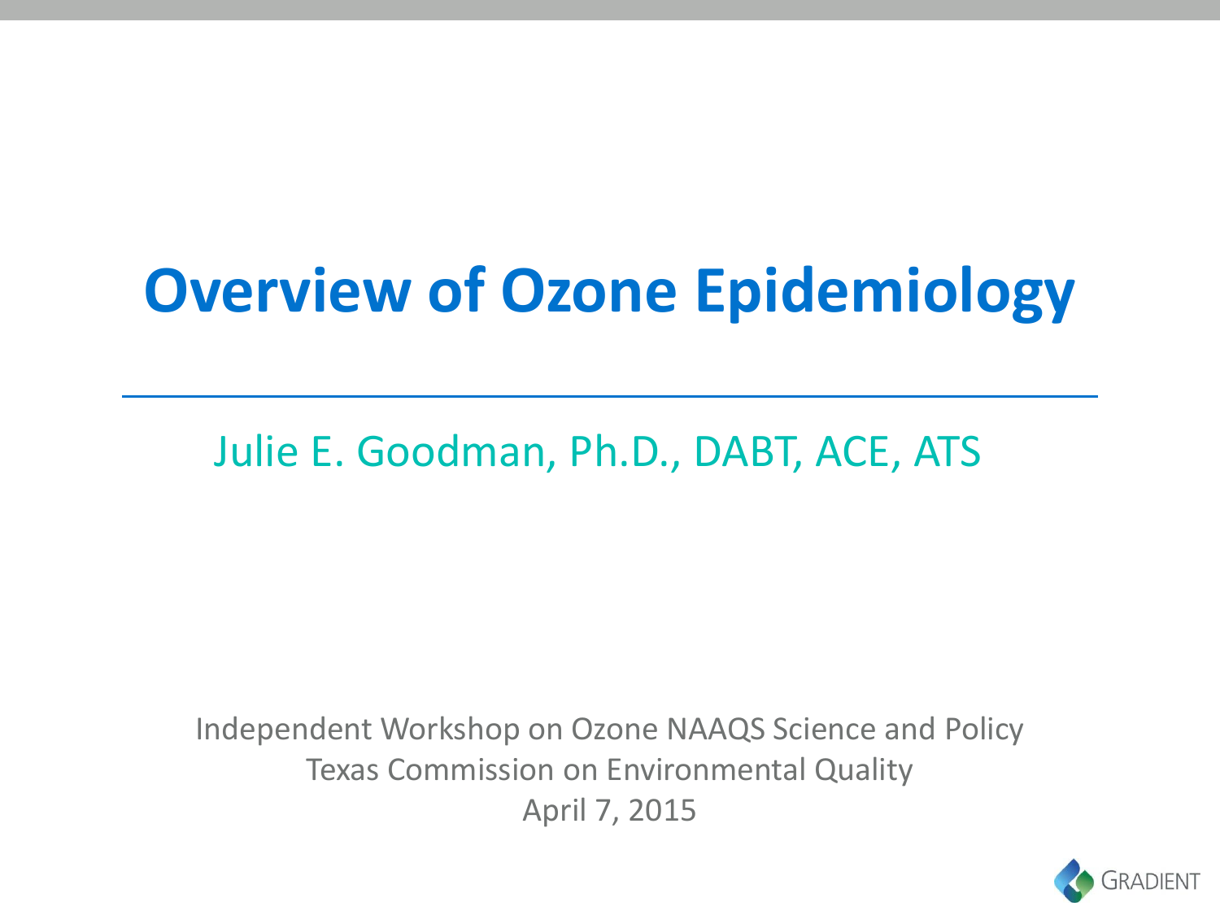# Overview of Ozone Epidemiology

Julie E. Goodman, Ph.D., DABT, ACE, ATS

Independent Workshop on Ozone NAAQS Science and Policy
Texas Commission on Environmental Quality
April 7, 2015

GRADIENT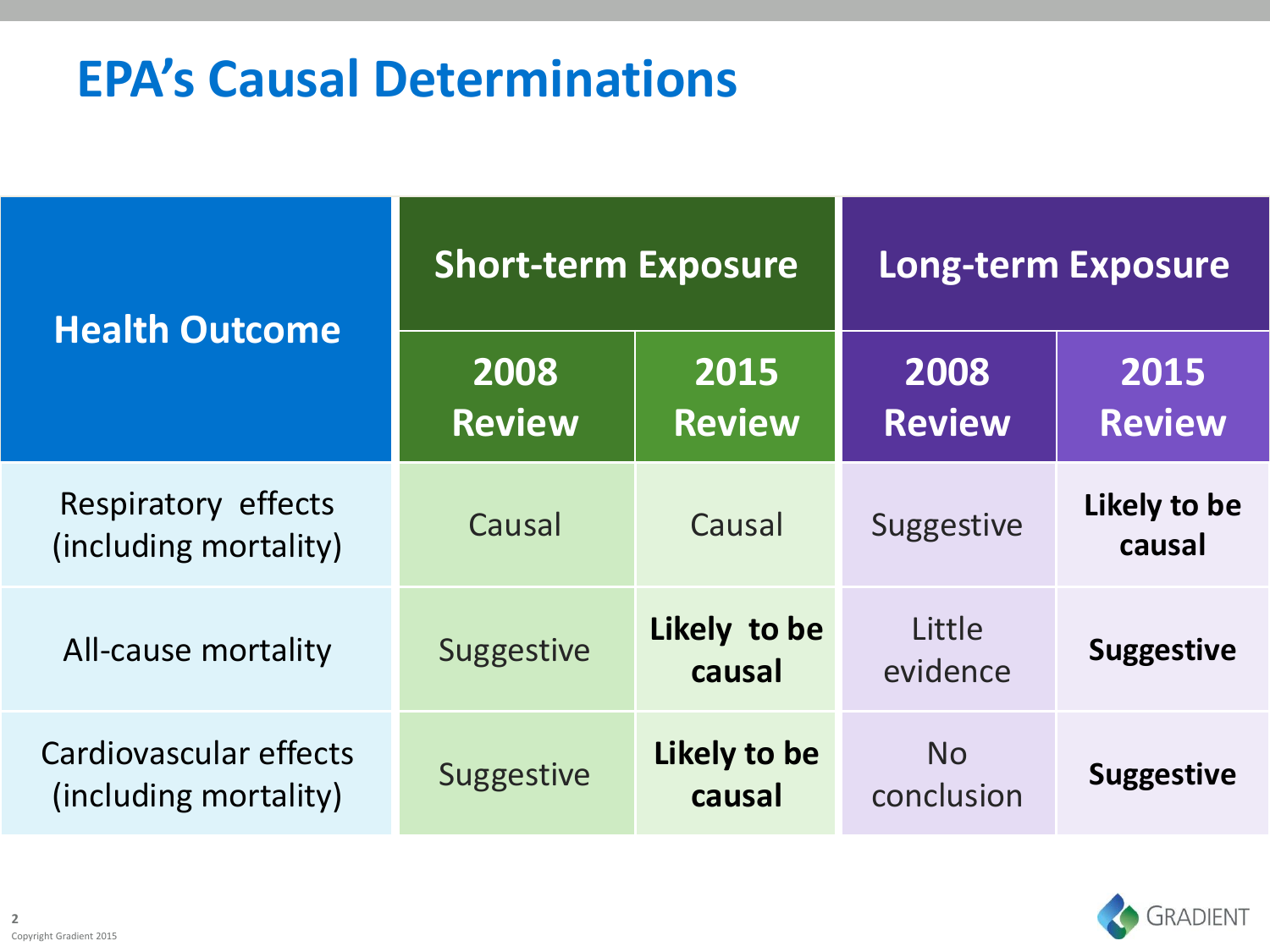# EPA's Causal Determinations

| Health Outcome | Short-term Exposure | | Long-term Exposure | |
|---|---|---|---|---|
| | 2008 Review | 2015 Review | 2008 Review | 2015 Review |
| Respiratory effects (including mortality) | Causal | Causal | Suggestive | **Likely to be causal** |
| All-cause mortality | Suggestive | **Likely to be causal** | Little evidence | **Suggestive** |
| Cardiovascular effects (including mortality) | Suggestive | **Likely to be causal** | No conclusion | **Suggestive** |

Copyright Gradient 2015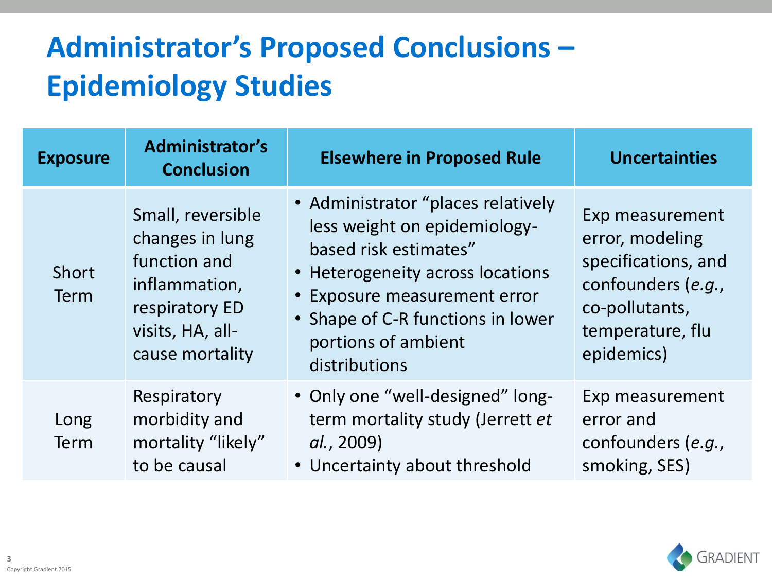# Administrator's Proposed Conclusions – Epidemiology Studies

| Exposure | Administrator's Conclusion | Elsewhere in Proposed Rule | Uncertainties |
|---|---|---|---|
| Short Term | Small, reversible changes in lung function and inflammation, respiratory ED visits, HA, all-cause mortality | • Administrator "places relatively less weight on epidemiology-based risk estimates"<br>• Heterogeneity across locations<br>• Exposure measurement error<br>• Shape of C-R functions in lower portions of ambient distributions | Exp measurement error, modeling specifications, and confounders (*e.g.*, co-pollutants, temperature, flu epidemics) |
| Long Term | Respiratory morbidity and mortality "likely" to be causal | • Only one "well-designed" long-term mortality study (Jerrett *et al.*, 2009)<br>• Uncertainty about threshold | Exp measurement error and confounders (*e.g.*, smoking, SES) |

Copyright Gradient 2015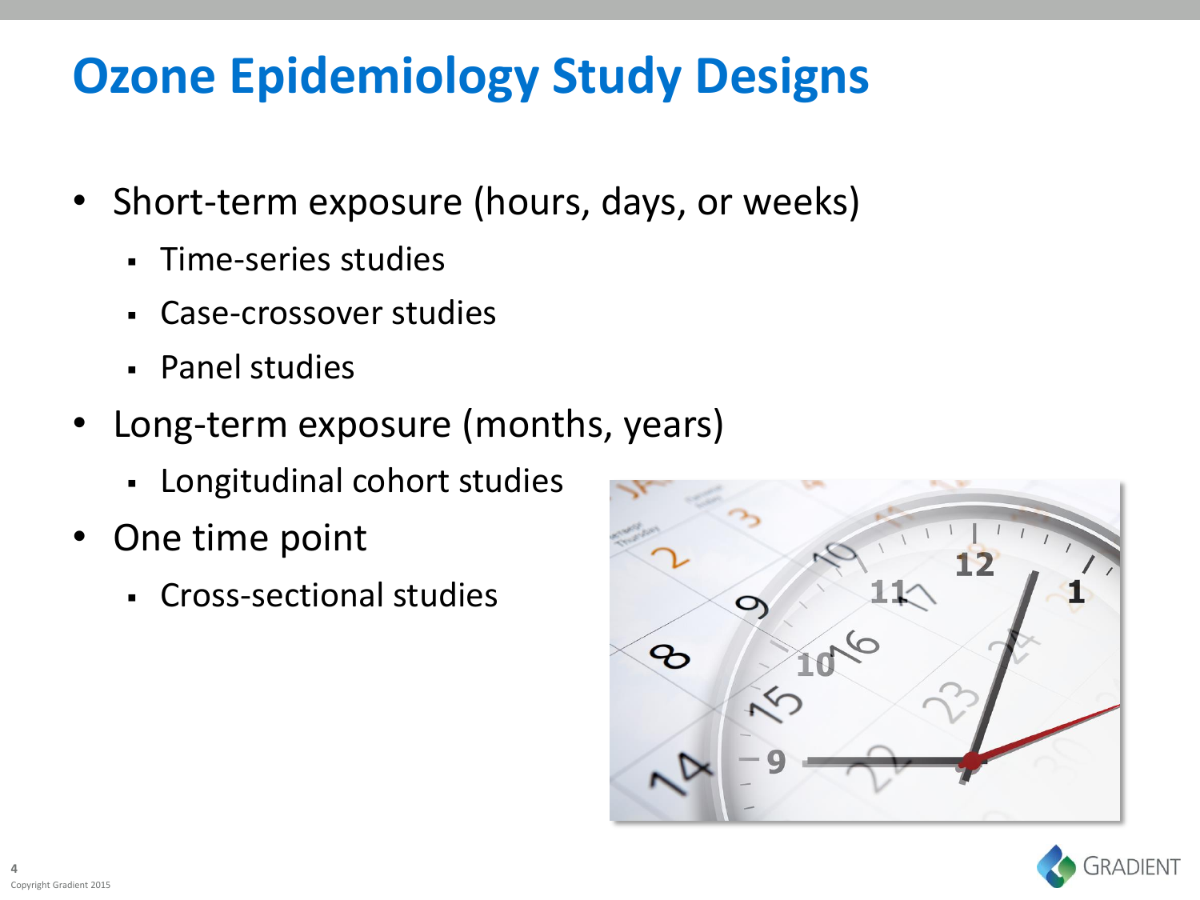# Ozone Epidemiology Study Designs

- Short-term exposure (hours, days, or weeks)
  - Time-series studies
  - Case-crossover studies
  - Panel studies
- Long-term exposure (months, years)
  - Longitudinal cohort studies
- One time point
  - Cross-sectional studies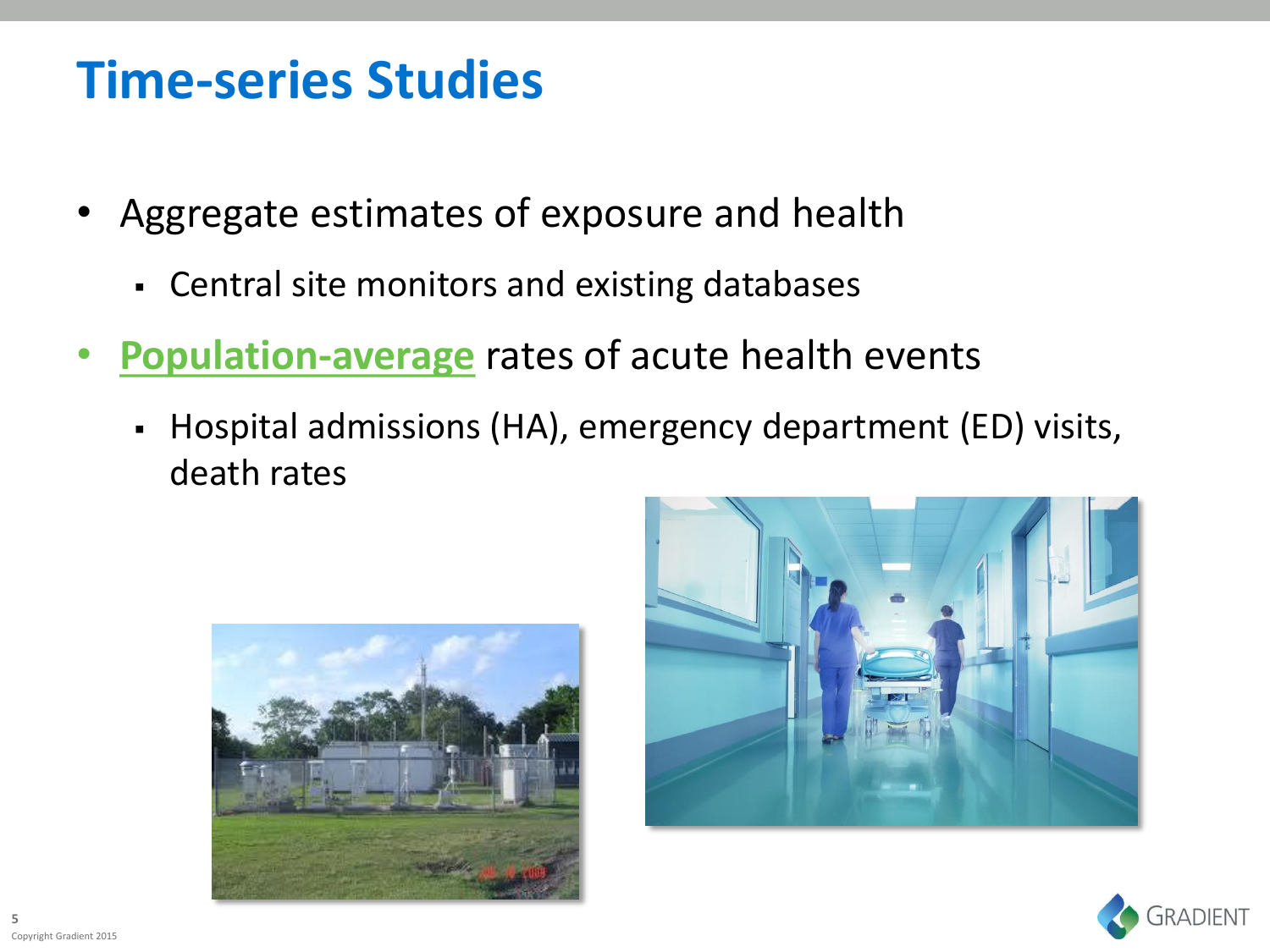# Time-series Studies

- Aggregate estimates of exposure and health
  - Central site monitors and existing databases
- **Population-average** rates of acute health events
  - Hospital admissions (HA), emergency department (ED) visits, death rates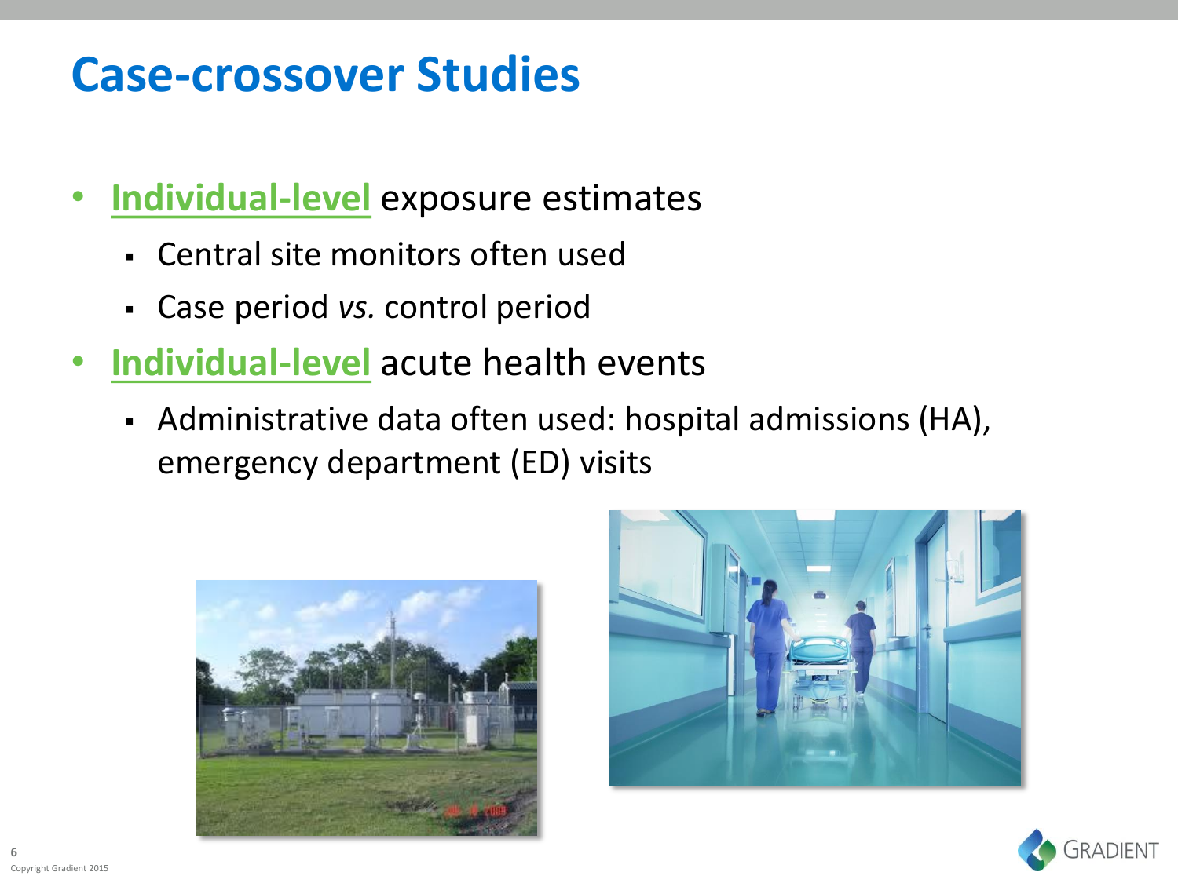# Case-crossover Studies

- **Individual-level** exposure estimates
  - Central site monitors often used
  - Case period *vs.* control period
- **Individual-level** acute health events
  - Administrative data often used: hospital admissions (HA), emergency department (ED) visits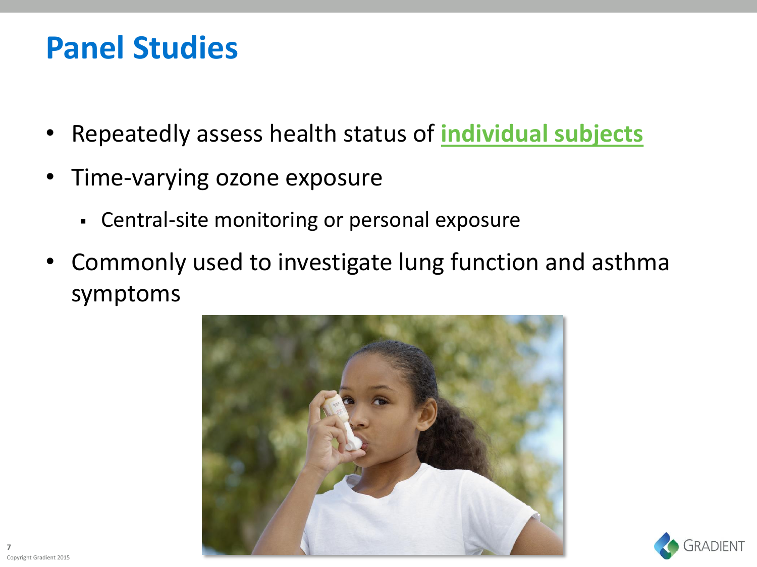# Panel Studies

- Repeatedly assess health status of **individual subjects**
- Time-varying ozone exposure
  - Central-site monitoring or personal exposure
- Commonly used to investigate lung function and asthma symptoms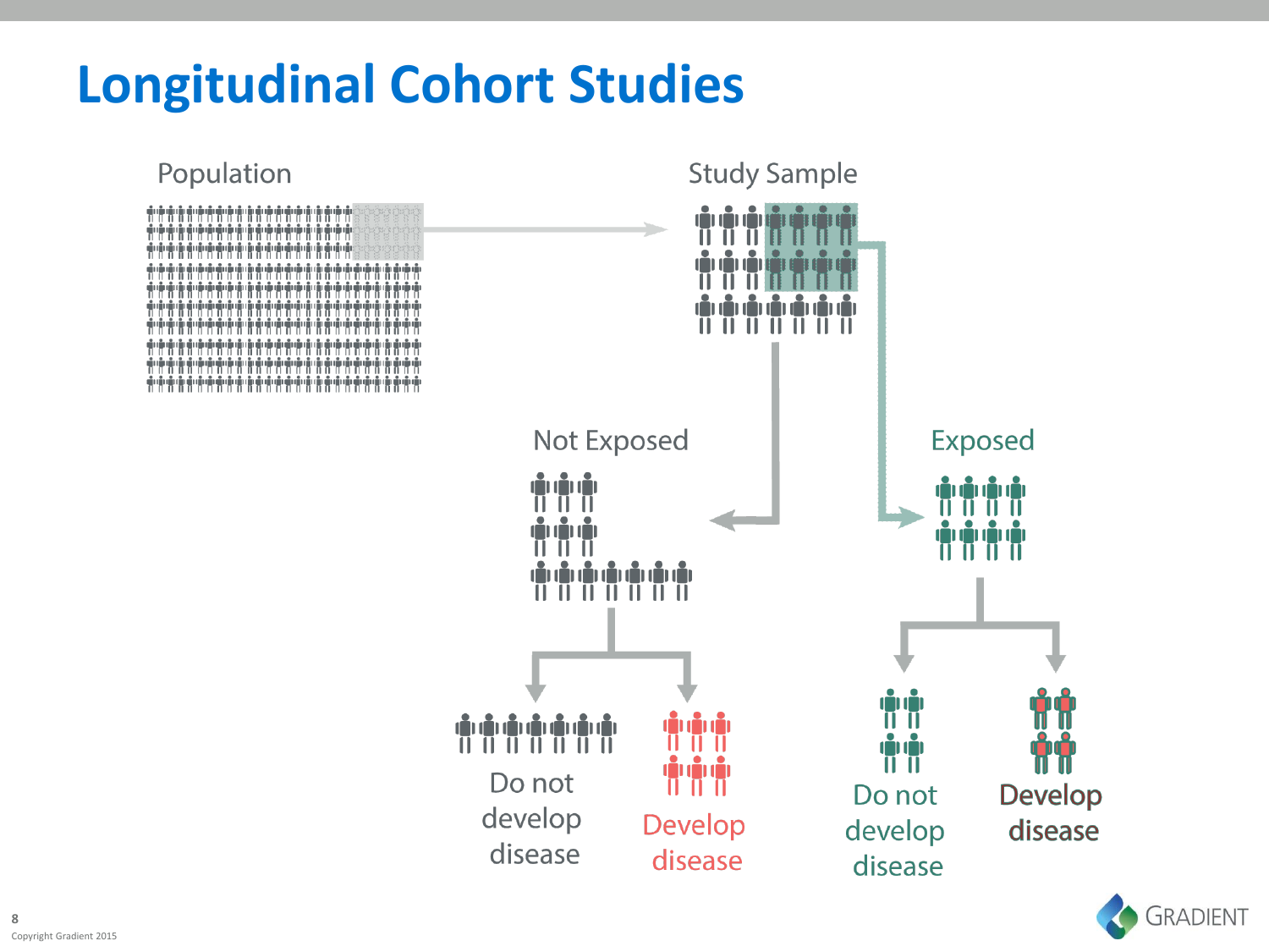# Longitudinal Cohort Studies

Population

Study Sample

Not Exposed

Exposed

Do not develop disease

Develop disease

Do not develop disease

Develop disease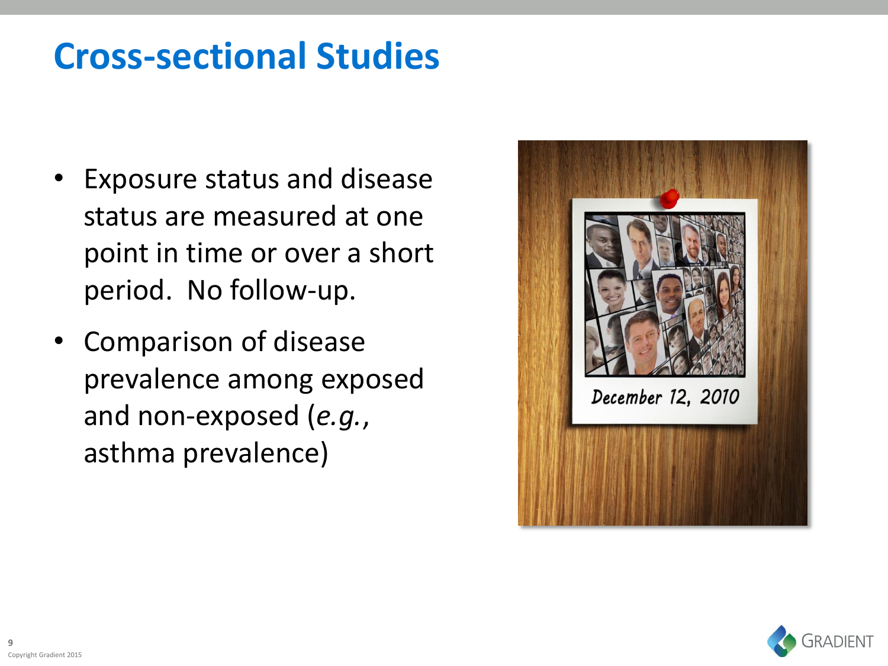# Cross-sectional Studies

- Exposure status and disease status are measured at one point in time or over a short period. No follow-up.
- Comparison of disease prevalence among exposed and non-exposed (*e.g.*, asthma prevalence)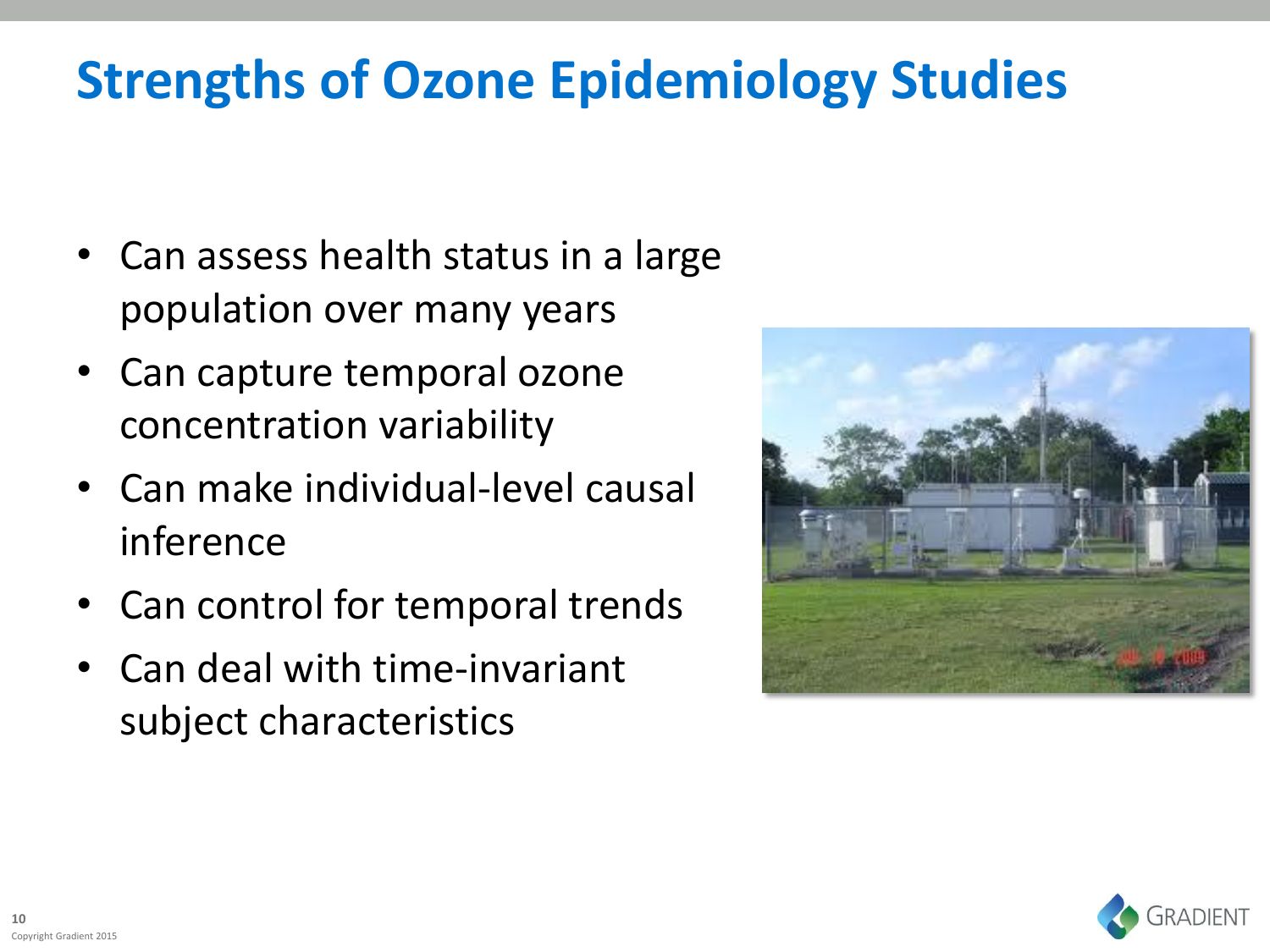# Strengths of Ozone Epidemiology Studies

- Can assess health status in a large population over many years
- Can capture temporal ozone concentration variability
- Can make individual-level causal inference
- Can control for temporal trends
- Can deal with time-invariant subject characteristics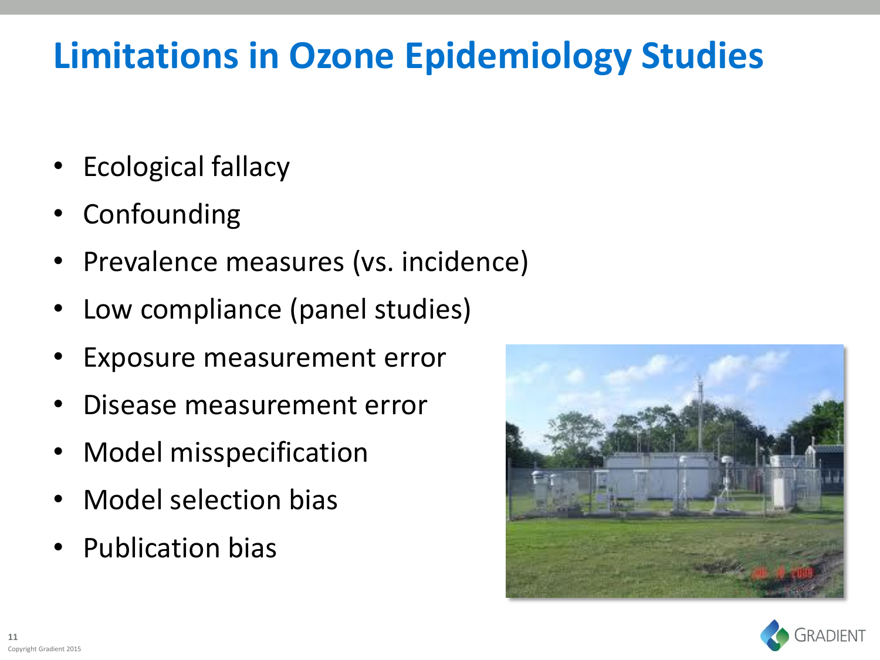# Limitations in Ozone Epidemiology Studies

- Ecological fallacy
- Confounding
- Prevalence measures (vs. incidence)
- Low compliance (panel studies)
- Exposure measurement error
- Disease measurement error
- Model misspecification
- Model selection bias
- Publication bias

Copyright Gradient 2015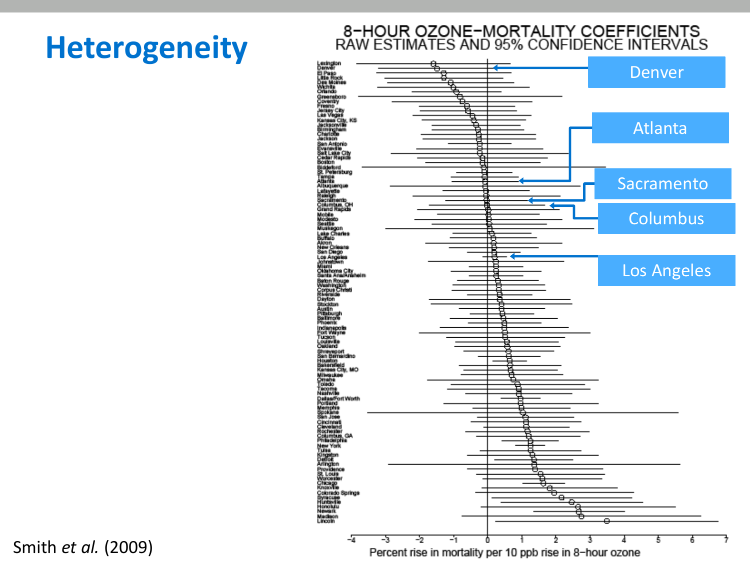# Heterogeneity

8-HOUR OZONE-MORTALITY COEFFICIENTS
RAW ESTIMATES AND 95% CONFIDENCE INTERVALS

Denver

Atlanta

Sacramento

Columbus

Los Angeles

Lexington
Denver
El Paso
Little Rock
Des Moines
Wichita
Orlando
Greensboro
Coventry
Fresno
Jersey City
Las Vegas
Kansas City, KS
Jacksonville
Birmingham
Charlotte
Jackson
San Antonio
Evansville
Salt Lake City
Cedar Rapids
Boston
Biddeford
St. Petersburg
Tampa
Atlanta
Albuquerque
Lafayette
Raleigh
Sacramento
Columbus, OH
Grand Rapids
Mobile
Modesto
Seattle
Muskegon
Lake Charles
Buffalo
Akron
New Orleans
San Diego
Los Angeles
Johnstown
Miami
Oklahoma City
Santa Ana/Anaheim
Baton Rouge
Washington
Corpus Christi
Riverside
Dayton
Stockton
Austin
Pittsburgh
Baltimore
Phoenix
Indianapolis
Fort Wayne
Tucson
Louisville
Oakland
Shreveport
San Bernardino
Houston
Bakersfield
Kansas City, MO
Milwaukee
Omaha
Toledo
Tacoma
Nashville
Dallas/Fort Worth
Portland
Memphis
Spokane
San Jose
Cincinnati
Cleveland
Rochester
Columbus, GA
Philadelphia
New York
Tulsa
Kingston
Detroit
Arlington
Providence
St. Louis
Worcester
Chicago
Knoxville
Colorado Springs
Syracuse
Huntsville
Honolulu
Newark
Madison
Lincoln

-4 -3 -2 -1 0 1 2 3 4 5 6 7

Percent rise in mortality per 10 ppb rise in 8-hour ozone

Smith *et al.* (2009)